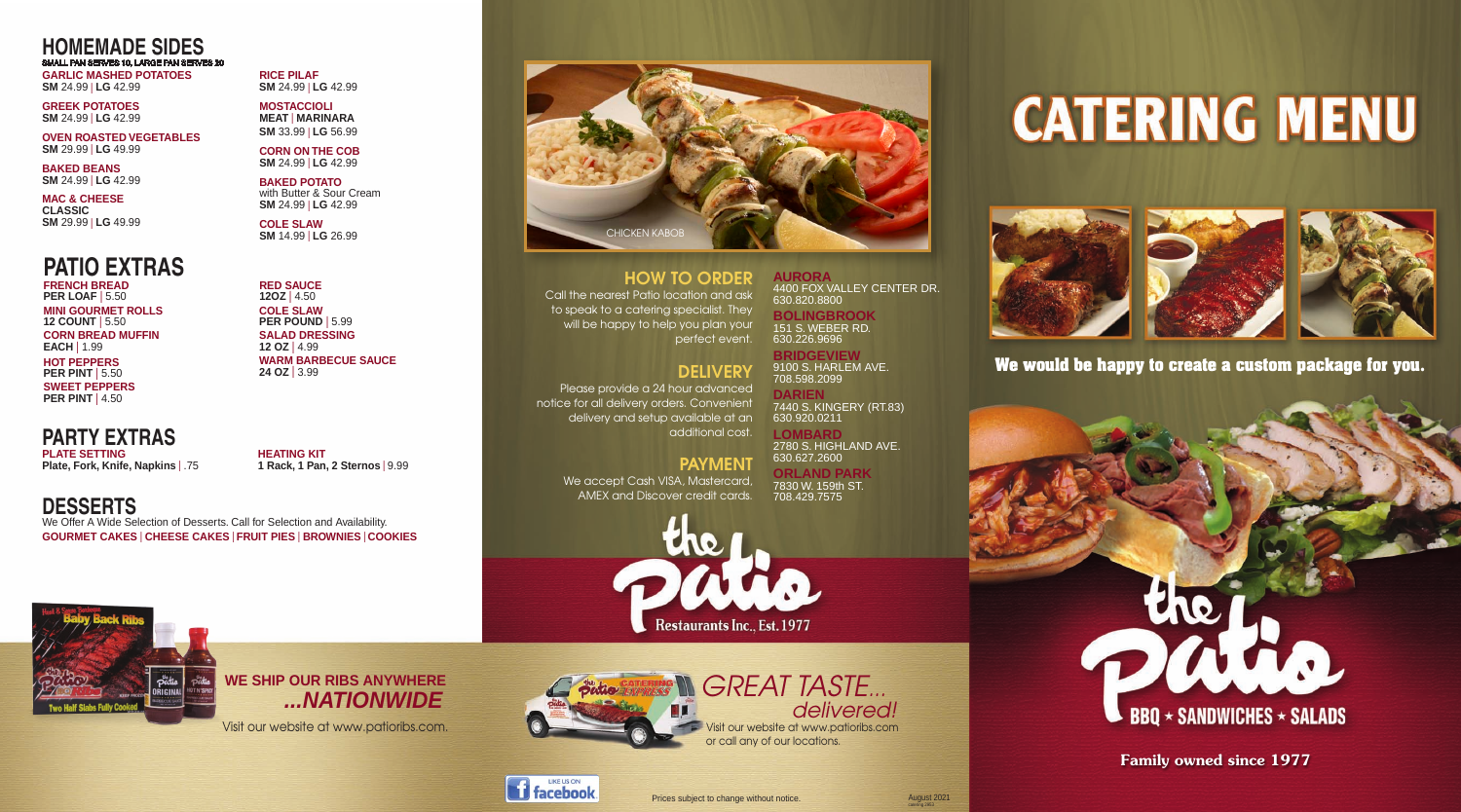## HOMEMADE SIDES

SMALL PAN SERVES 10, LARGE PAN SERVES 20

**GARLIC MASHED POTATOES**
SM 24.99 | LG 42.99

**GREEK POTATOES**
SM 24.99 | LG 42.99

**OVEN ROASTED VEGETABLES**
SM 29.99 | LG 49.99

**BAKED BEANS**
SM 24.99 | LG 42.99

**MAC & CHEESE**
CLASSIC
SM 29.99 | LG 49.99

**RICE PILAF**
SM 24.99 | LG 42.99

**MOSTACCIOLI**
MEAT | MARINARA
SM 33.99 | LG 56.99

**CORN ON THE COB**
SM 24.99 | LG 42.99

**BAKED POTATO**
with Butter & Sour Cream
SM 24.99 | LG 42.99

**COLE SLAW**
SM 14.99 | LG 26.99

## PATIO EXTRAS

**FRENCH BREAD**
PER LOAF | 5.50

**MINI GOURMET ROLLS**
12 COUNT | 5.50

**CORN BREAD MUFFIN**
EACH | 1.99

**HOT PEPPERS**
PER PINT | 5.50

**SWEET PEPPERS**
PER PINT | 4.50

**RED SAUCE**
12OZ | 4.50

**COLE SLAW**
PER POUND | 5.99

**SALAD DRESSING**
12 OZ | 4.99

**WARM BARBECUE SAUCE**
24 OZ | 3.99

## PARTY EXTRAS

**PLATE SETTING**
Plate, Fork, Knife, Napkins | .75

**HEATING KIT**
1 Rack, 1 Pan, 2 Sternos | 9.99

## DESSERTS

We Offer A Wide Selection of Desserts. Call for Selection and Availability.

**GOURMET CAKES | CHEESE CAKES | FRUIT PIES | BROWNIES | COOKIES**

**WE SHIP OUR RIBS ANYWHERE *...NATIONWIDE***

Visit our website at www.patioribs.com.

CHICKEN KABOB

## HOW TO ORDER

Call the nearest Patio location and ask to speak to a catering specialist. They will be happy to help you plan your perfect event.

## DELIVERY

Please provide a 24 hour advanced notice for all delivery orders. Convenient delivery and setup available at an additional cost.

## PAYMENT

We accept Cash VISA, Mastercard, AMEX and Discover credit cards.

**AURORA**
4400 FOX VALLEY CENTER DR.
630.820.8800

**BOLINGBROOK**
151 S. WEBER RD.
630.226.9696

**BRIDGEVIEW**
9100 S. HARLEM AVE.
708.598.2099

**DARIEN**
7440 S. KINGERY (RT.83)
630.920.0211

**LOMBARD**
2780 S. HIGHLAND AVE.
630.627.2600

**ORLAND PARK**
7830 W. 159th ST.
708.429.7575

the Patio
Restaurants Inc., Est. 1977

*GREAT TASTE... delivered!*

Visit our website at www.patioribs.com or call any of our locations.

Prices subject to change without notice.

August 2021

# CATERING MENU

**We would be happy to create a custom package for you.**

the Patio
BBQ ★ SANDWICHES ★ SALADS

**Family owned since 1977**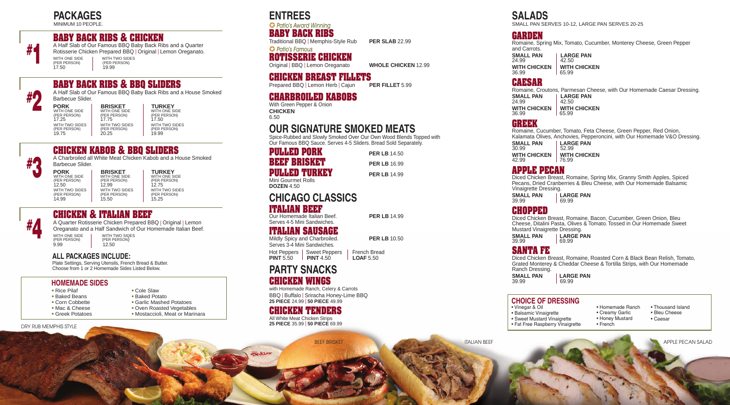# PACKAGES

MINIMUM 10 PEOPLE.

## #1 BABY BACK RIBS & CHICKEN

A Half Slab of Our Famous BBQ Baby Back Ribs and a Quarter Rotisserie Chicken Prepared BBQ | Original | Lemon Oreganato.

| WITH ONE SIDE (PER PERSON) | WITH TWO SIDES (PER PERSON) |
|---|---|
| 17.50 | 19.99 |

## #2 BABY BACK RIBS & BBQ SLIDERS

A Half Slab of Our Famous BBQ Baby Back Ribs and a House Smoked Barbecue Slider.

| | PORK | BRISKET | TURKEY |
|---|---|---|---|
| WITH ONE SIDE (PER PERSON) | 17.25 | 17.75 | 17.50 |
| WITH TWO SIDES (PER PERSON) | 19.75 | 20.25 | 19.99 |

## #3 CHICKEN KABOB & BBQ SLIDERS

A Charbroiled all White Meat Chicken Kabob and a House Smoked Barbecue Slider.

| | PORK | BRISKET | TURKEY |
|---|---|---|---|
| WITH ONE SIDE (PER PERSON) | 12.50 | 12.99 | 12.75 |
| WITH TWO SIDES (PER PERSON) | 14.99 | 15.50 | 15.25 |

## #4 CHICKEN & ITALIAN BEEF

A Quarter Rotisserie Chicken Prepared BBQ | Original | Lemon Oreganato and a Half Sandwich of Our Homemade Italian Beef.

| WITH ONE SIDE (PER PERSON) | WITH TWO SIDES (PER PERSON) |
|---|---|
| 9.99 | 12.50 |

### ALL PACKAGES INCLUDE:

Plate Settings, Serving Utensils, French Bread & Butter. Choose from 1 or 2 Homemade Sides Listed Below.

### HOMEMADE SIDES

- Rice Pilaf
- Baked Beans
- Corn Cobbette
- Mac & Cheese
- Greek Potatoes
- Cole Slaw
- Baked Potato
- Garlic Mashed Potatoes
- Oven Roasted Vegetables
- Mostaccioli, Meat or Marinara

DRY RUB MEMPHIS STYLE

# ENTREES

*Patio's Award Winning*

## BABY BACK RIBS

Traditional BBQ | Memphis-Style Rub **PER SLAB** 22.99

*Patio's Famous*

## ROTISSERIE CHICKEN

Original | BBQ | Lemon Oreganato **WHOLE CHICKEN** 12.99

## CHICKEN BREAST FILLETS

Prepared BBQ | Lemon Herb | Cajun **PER FILLET** 5.99

## CHARBROILED KABOBS

With Green Pepper & Onion

**CHICKEN**
6.50

# OUR SIGNATURE SMOKED MEATS

Spice-Rubbed and Slowly Smoked Over Our Own Wood Blends Topped with Our Famous BBQ Sauce. Serves 4-5 Sliders. Bread Sold Separately.

**PULLED PORK** **PER LB** 14.50

**BEEF BRISKET** **PER LB** 16.99

**PULLED TURKEY** **PER LB** 14.99

Mini Gourmet Rolls
**DOZEN** 4.50

# CHICAGO CLASSICS

## ITALIAN BEEF

Our Homemade Italian Beef. Serves 4-5 Mini Sandwiches. **PER LB** 14.99

## ITALIAN SAUSAGE

Mildly Spicy and Charbroiled. Serves 3-4 Mini Sandwiches. **PER LB** 10.50

| Hot Peppers | Sweet Peppers | French Bread |
|---|---|---|
| **PINT** 5.50 | **PINT** 4.50 | **LOAF** 5.50 |

# PARTY SNACKS

## CHICKEN WINGS

with Homemade Ranch, Celery & Carrots
BBQ | Buffalo | Sriracha Honey-Lime BBQ
**25 PIECE** 24.99 | **50 PIECE** 49.99

## CHICKEN TENDERS

All White Meat Chicken Strips
**25 PIECE** 35.99 | **50 PIECE** 69.99

BEEF BRISKET

ITALIAN BEEF

# SALADS

SMALL PAN SERVES 10-12, LARGE PAN SERVES 20-25

## GARDEN

Romaine, Spring Mix, Tomato, Cucumber, Monterey Cheese, Green Pepper and Carrots.

| SMALL PAN | LARGE PAN |
|---|---|
| 24.99 | 42.50 |
| **WITH CHICKEN** 36.99 | **WITH CHICKEN** 65.99 |

## CAESAR

Romaine, Croutons, Parmesan Cheese, with Our Homemade Caesar Dressing.

| SMALL PAN | LARGE PAN |
|---|---|
| 24.99 | 42.50 |
| **WITH CHICKEN** 36.99 | **WITH CHICKEN** 65.99 |

## GREEK

Romaine, Cucumber, Tomato, Feta Cheese, Green Pepper, Red Onion, Kalamata Olives, Anchovies, Pepperoncini, with Our Homemade V&O Dressing.

| SMALL PAN | LARGE PAN |
|---|---|
| 30.99 | 52.99 |
| **WITH CHICKEN** 42.99 | **WITH CHICKEN** 76.99 |

## APPLE PECAN

Diced Chicken Breast, Romaine, Spring Mix, Granny Smith Apples, Spiced Pecans, Dried Cranberries & Bleu Cheese, with Our Homemade Balsamic Vinaigrette Dressing.

| SMALL PAN | LARGE PAN |
|---|---|
| 39.99 | 69.99 |

## CHOPPED

Diced Chicken Breast, Romaine, Bacon, Cucumber, Green Onion, Bleu Cheese, Ditalini Pasta, Olives & Tomato. Tossed in Our Homemade Sweet Mustard Vinaigrette Dressing.

| SMALL PAN | LARGE PAN |
|---|---|
| 39.99 | 69.99 |

## SANTA FE

Diced Chicken Breast, Romaine, Roasted Corn & Black Bean Relish, Tomato, Grated Monterey & Cheddar Cheese & Tortilla Strips, with Our Homemade Ranch Dressing.

| SMALL PAN | LARGE PAN |
|---|---|
| 39.99 | 69.99 |

### CHOICE OF DRESSING

- Vinegar & Oil
- Balsamic Vinaigrette
- Sweet Mustard Vinaigrette
- Fat Free Raspberry Vinaigrette
- Homemade Ranch
- Creamy Garlic
- Honey Mustard
- French
- Thousand Island
- Bleu Cheese
- Caesar

APPLE PECAN SALAD